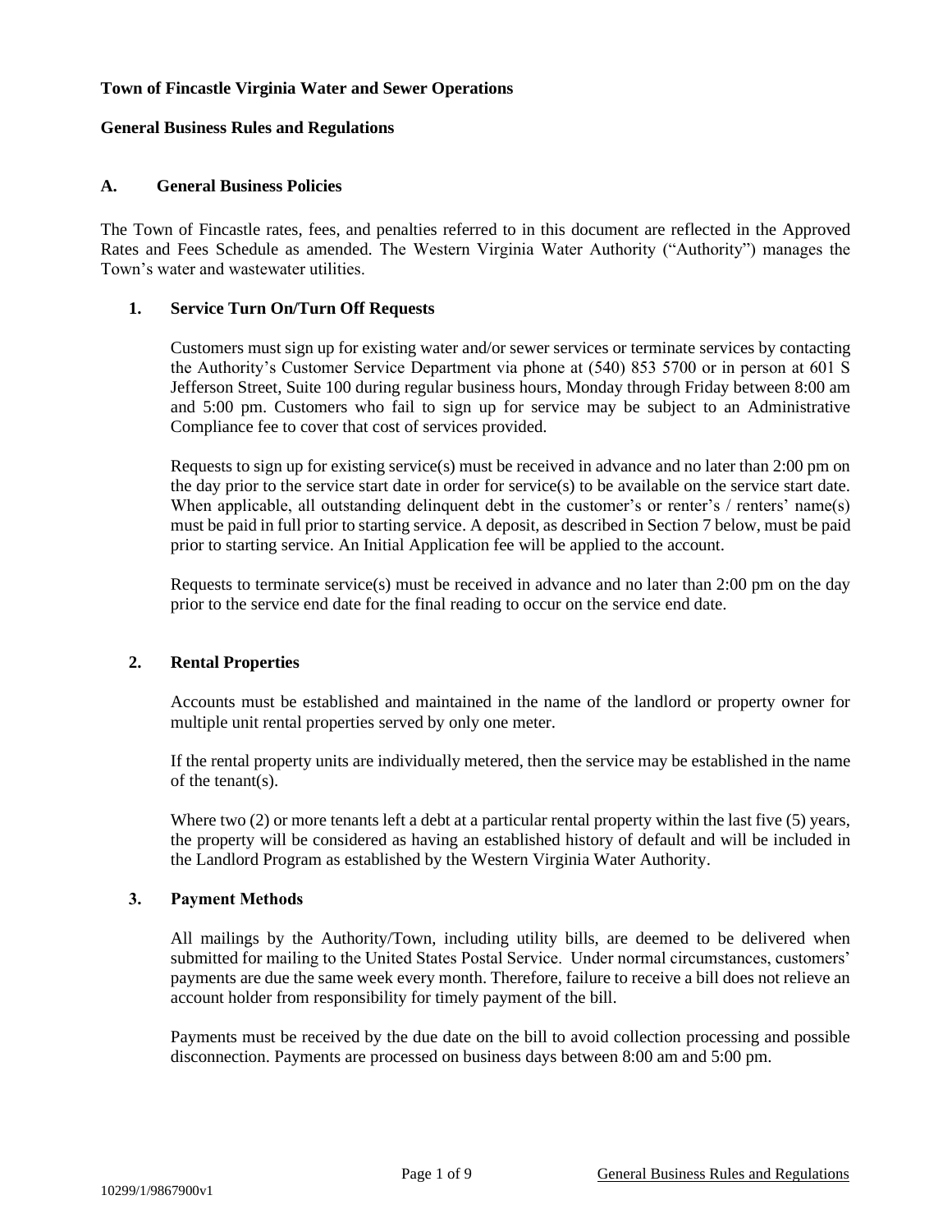**Town of Fincastle Virginia Water and Sewer Operations**

**General Business Rules and Regulations**

## A. General Business Policies

The Town of Fincastle rates, fees, and penalties referred to in this document are reflected in the Approved Rates and Fees Schedule as amended. The Western Virginia Water Authority ("Authority") manages the Town's water and wastewater utilities.

### 1. Service Turn On/Turn Off Requests

Customers must sign up for existing water and/or sewer services or terminate services by contacting the Authority's Customer Service Department via phone at (540) 853 5700 or in person at 601 S Jefferson Street, Suite 100 during regular business hours, Monday through Friday between 8:00 am and 5:00 pm. Customers who fail to sign up for service may be subject to an Administrative Compliance fee to cover that cost of services provided.

Requests to sign up for existing service(s) must be received in advance and no later than 2:00 pm on the day prior to the service start date in order for service(s) to be available on the service start date. When applicable, all outstanding delinquent debt in the customer's or renter's / renters' name(s) must be paid in full prior to starting service. A deposit, as described in Section 7 below, must be paid prior to starting service. An Initial Application fee will be applied to the account.

Requests to terminate service(s) must be received in advance and no later than 2:00 pm on the day prior to the service end date for the final reading to occur on the service end date.

### 2. Rental Properties

Accounts must be established and maintained in the name of the landlord or property owner for multiple unit rental properties served by only one meter.

If the rental property units are individually metered, then the service may be established in the name of the tenant(s).

Where two (2) or more tenants left a debt at a particular rental property within the last five (5) years, the property will be considered as having an established history of default and will be included in the Landlord Program as established by the Western Virginia Water Authority.

### 3. Payment Methods

All mailings by the Authority/Town, including utility bills, are deemed to be delivered when submitted for mailing to the United States Postal Service. Under normal circumstances, customers' payments are due the same week every month. Therefore, failure to receive a bill does not relieve an account holder from responsibility for timely payment of the bill.

Payments must be received by the due date on the bill to avoid collection processing and possible disconnection. Payments are processed on business days between 8:00 am and 5:00 pm.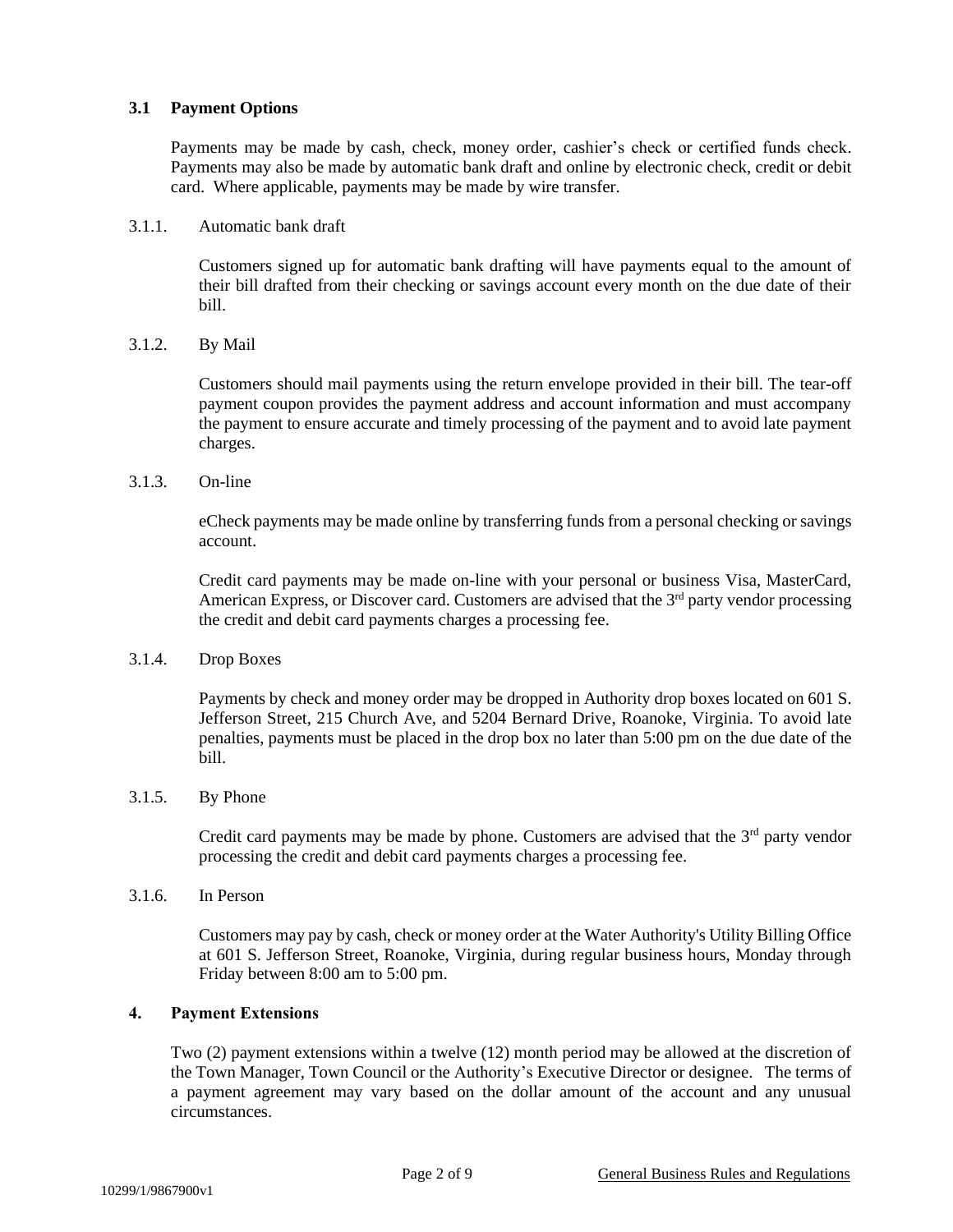### 3.1 Payment Options

Payments may be made by cash, check, money order, cashier's check or certified funds check. Payments may also be made by automatic bank draft and online by electronic check, credit or debit card. Where applicable, payments may be made by wire transfer.

#### 3.1.1. Automatic bank draft

Customers signed up for automatic bank drafting will have payments equal to the amount of their bill drafted from their checking or savings account every month on the due date of their bill.

#### 3.1.2. By Mail

Customers should mail payments using the return envelope provided in their bill. The tear-off payment coupon provides the payment address and account information and must accompany the payment to ensure accurate and timely processing of the payment and to avoid late payment charges.

#### 3.1.3. On-line

eCheck payments may be made online by transferring funds from a personal checking or savings account.

Credit card payments may be made on-line with your personal or business Visa, MasterCard, American Express, or Discover card. Customers are advised that the 3rd party vendor processing the credit and debit card payments charges a processing fee.

#### 3.1.4. Drop Boxes

Payments by check and money order may be dropped in Authority drop boxes located on 601 S. Jefferson Street, 215 Church Ave, and 5204 Bernard Drive, Roanoke, Virginia. To avoid late penalties, payments must be placed in the drop box no later than 5:00 pm on the due date of the bill.

#### 3.1.5. By Phone

Credit card payments may be made by phone. Customers are advised that the 3rd party vendor processing the credit and debit card payments charges a processing fee.

#### 3.1.6. In Person

Customers may pay by cash, check or money order at the Water Authority's Utility Billing Office at 601 S. Jefferson Street, Roanoke, Virginia, during regular business hours, Monday through Friday between 8:00 am to 5:00 pm.

## 4. Payment Extensions

Two (2) payment extensions within a twelve (12) month period may be allowed at the discretion of the Town Manager, Town Council or the Authority's Executive Director or designee. The terms of a payment agreement may vary based on the dollar amount of the account and any unusual circumstances.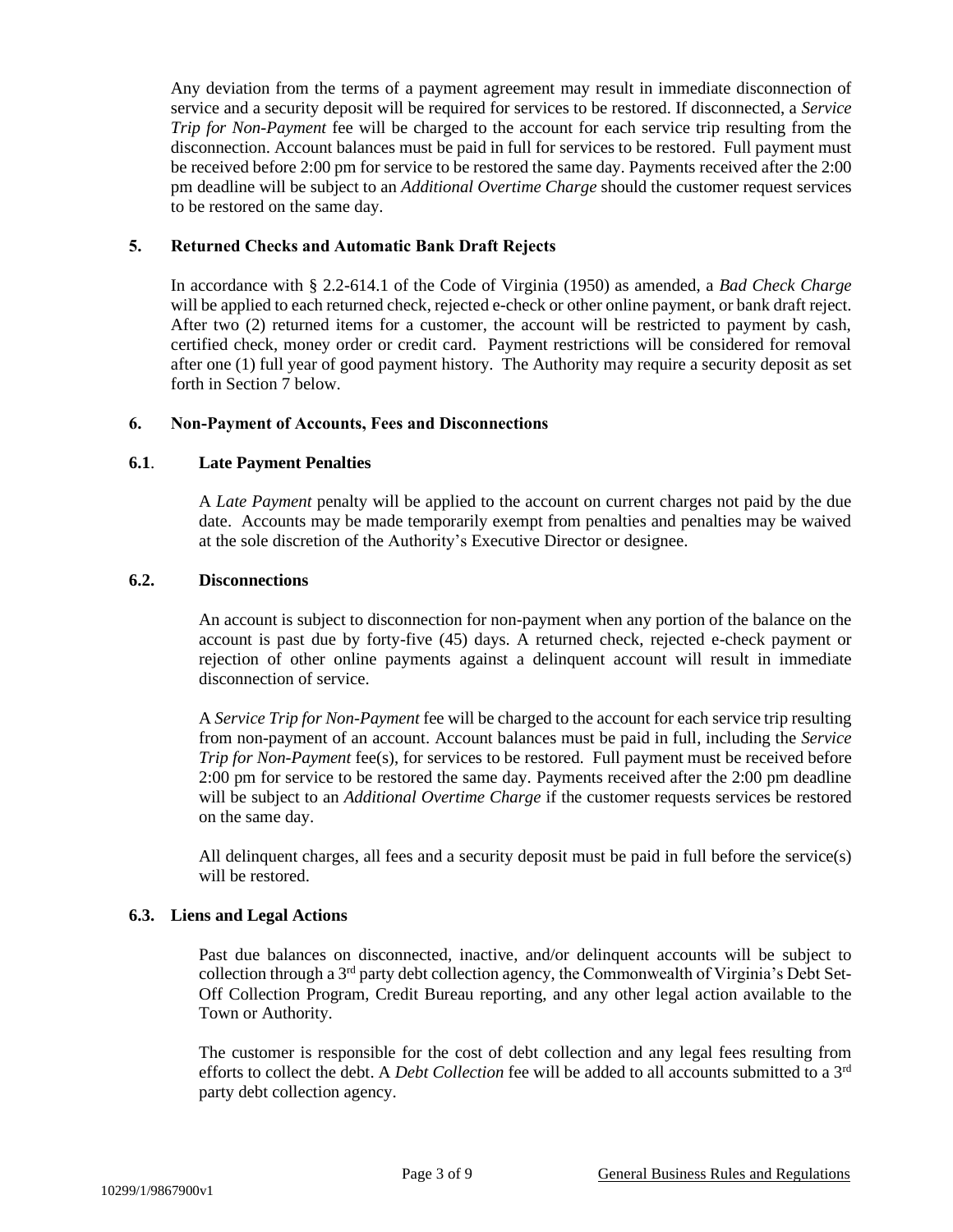Any deviation from the terms of a payment agreement may result in immediate disconnection of service and a security deposit will be required for services to be restored. If disconnected, a *Service Trip for Non-Payment* fee will be charged to the account for each service trip resulting from the disconnection. Account balances must be paid in full for services to be restored. Full payment must be received before 2:00 pm for service to be restored the same day. Payments received after the 2:00 pm deadline will be subject to an *Additional Overtime Charge* should the customer request services to be restored on the same day.

## 5. Returned Checks and Automatic Bank Draft Rejects

In accordance with § 2.2-614.1 of the Code of Virginia (1950) as amended, a *Bad Check Charge* will be applied to each returned check, rejected e-check or other online payment, or bank draft reject. After two (2) returned items for a customer, the account will be restricted to payment by cash, certified check, money order or credit card. Payment restrictions will be considered for removal after one (1) full year of good payment history. The Authority may require a security deposit as set forth in Section 7 below.

## 6. Non-Payment of Accounts, Fees and Disconnections

### 6.1. Late Payment Penalties

A *Late Payment* penalty will be applied to the account on current charges not paid by the due date. Accounts may be made temporarily exempt from penalties and penalties may be waived at the sole discretion of the Authority's Executive Director or designee.

### 6.2. Disconnections

An account is subject to disconnection for non-payment when any portion of the balance on the account is past due by forty-five (45) days. A returned check, rejected e-check payment or rejection of other online payments against a delinquent account will result in immediate disconnection of service.

A *Service Trip for Non-Payment* fee will be charged to the account for each service trip resulting from non-payment of an account. Account balances must be paid in full, including the *Service Trip for Non-Payment* fee(s), for services to be restored. Full payment must be received before 2:00 pm for service to be restored the same day. Payments received after the 2:00 pm deadline will be subject to an *Additional Overtime Charge* if the customer requests services be restored on the same day.

All delinquent charges, all fees and a security deposit must be paid in full before the service(s) will be restored.

### 6.3. Liens and Legal Actions

Past due balances on disconnected, inactive, and/or delinquent accounts will be subject to collection through a 3rd party debt collection agency, the Commonwealth of Virginia's Debt Set-Off Collection Program, Credit Bureau reporting, and any other legal action available to the Town or Authority.

The customer is responsible for the cost of debt collection and any legal fees resulting from efforts to collect the debt. A *Debt Collection* fee will be added to all accounts submitted to a 3rd party debt collection agency.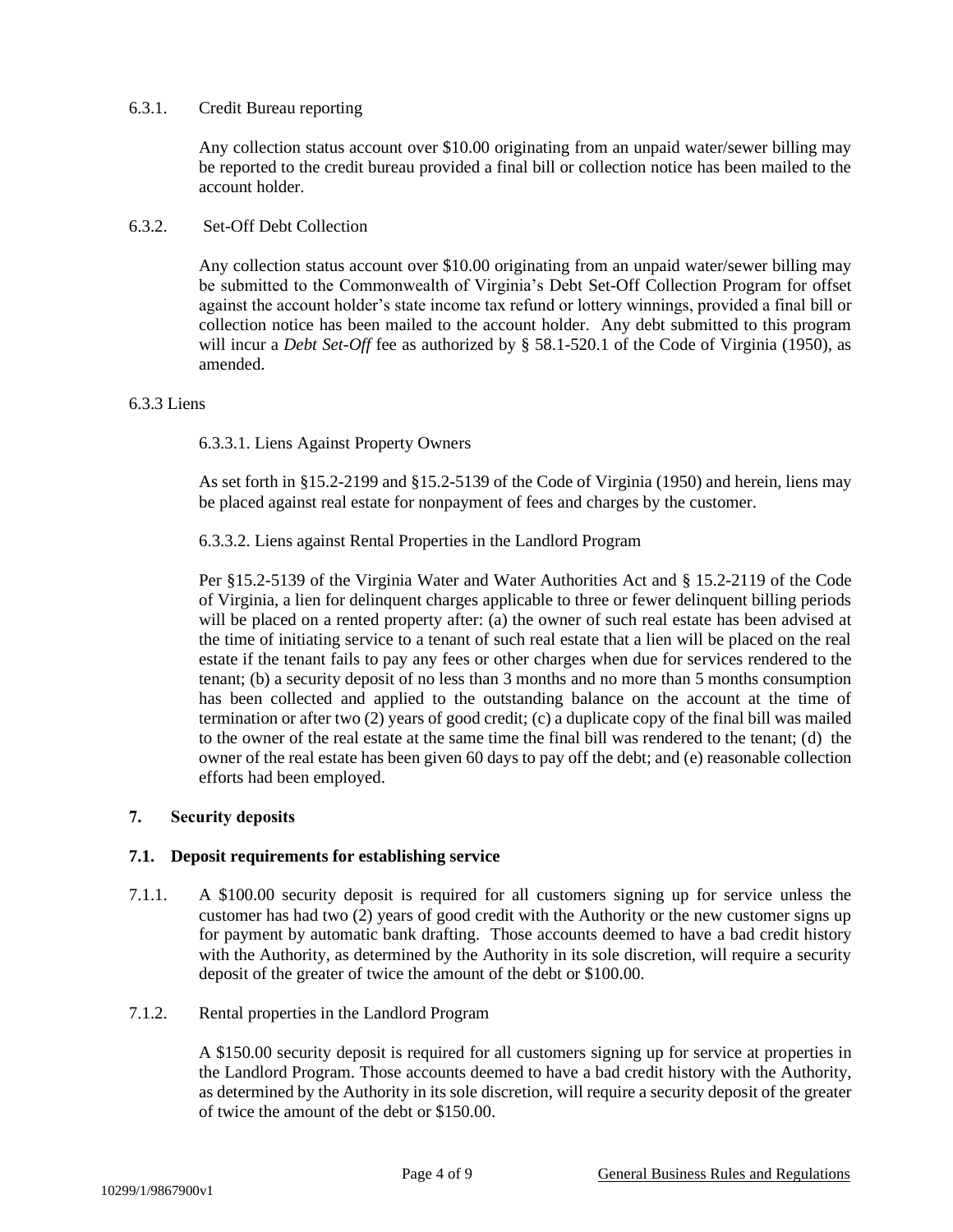6.3.1. Credit Bureau reporting

Any collection status account over $10.00 originating from an unpaid water/sewer billing may be reported to the credit bureau provided a final bill or collection notice has been mailed to the account holder.

6.3.2. Set-Off Debt Collection

Any collection status account over $10.00 originating from an unpaid water/sewer billing may be submitted to the Commonwealth of Virginia's Debt Set-Off Collection Program for offset against the account holder's state income tax refund or lottery winnings, provided a final bill or collection notice has been mailed to the account holder. Any debt submitted to this program will incur a *Debt Set-Off* fee as authorized by § 58.1-520.1 of the Code of Virginia (1950), as amended.

6.3.3 Liens

6.3.3.1. Liens Against Property Owners

As set forth in §15.2-2199 and §15.2-5139 of the Code of Virginia (1950) and herein, liens may be placed against real estate for nonpayment of fees and charges by the customer.

6.3.3.2. Liens against Rental Properties in the Landlord Program

Per §15.2-5139 of the Virginia Water and Water Authorities Act and § 15.2-2119 of the Code of Virginia, a lien for delinquent charges applicable to three or fewer delinquent billing periods will be placed on a rented property after: (a) the owner of such real estate has been advised at the time of initiating service to a tenant of such real estate that a lien will be placed on the real estate if the tenant fails to pay any fees or other charges when due for services rendered to the tenant; (b) a security deposit of no less than 3 months and no more than 5 months consumption has been collected and applied to the outstanding balance on the account at the time of termination or after two (2) years of good credit; (c) a duplicate copy of the final bill was mailed to the owner of the real estate at the same time the final bill was rendered to the tenant; (d) the owner of the real estate has been given 60 days to pay off the debt; and (e) reasonable collection efforts had been employed.

## 7. Security deposits

### 7.1. Deposit requirements for establishing service

7.1.1. A $100.00 security deposit is required for all customers signing up for service unless the customer has had two (2) years of good credit with the Authority or the new customer signs up for payment by automatic bank drafting. Those accounts deemed to have a bad credit history with the Authority, as determined by the Authority in its sole discretion, will require a security deposit of the greater of twice the amount of the debt or $100.00.

7.1.2. Rental properties in the Landlord Program

A $150.00 security deposit is required for all customers signing up for service at properties in the Landlord Program. Those accounts deemed to have a bad credit history with the Authority, as determined by the Authority in its sole discretion, will require a security deposit of the greater of twice the amount of the debt or $150.00.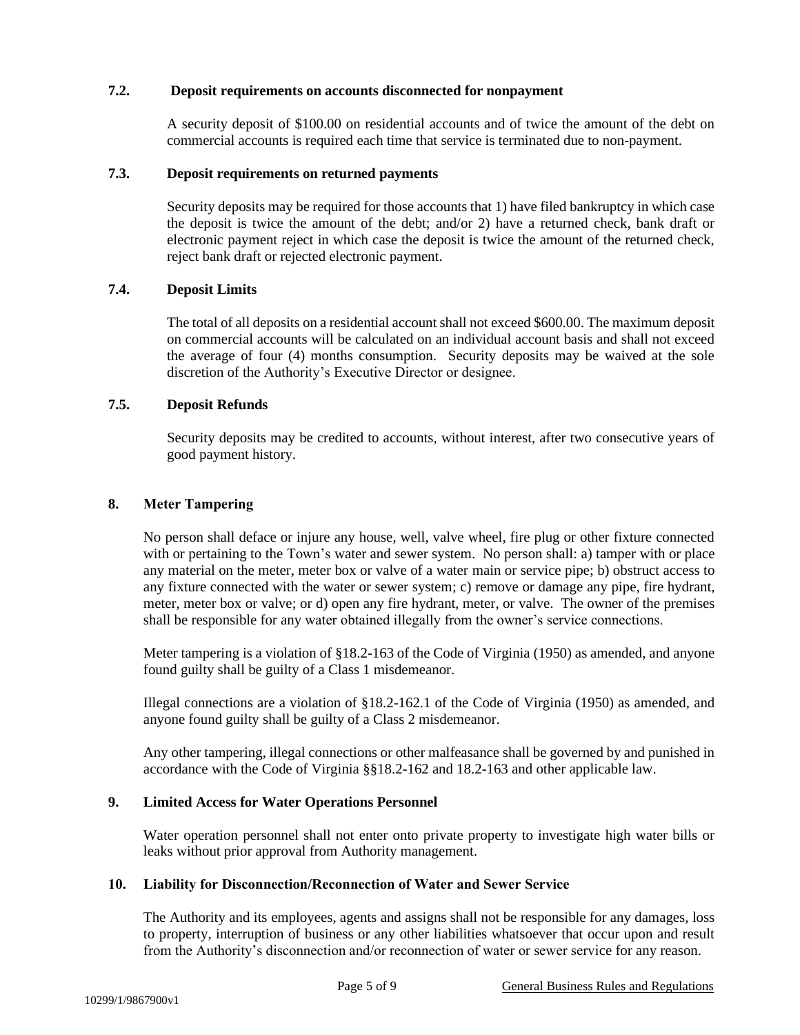### 7.2. Deposit requirements on accounts disconnected for nonpayment

A security deposit of $100.00 on residential accounts and of twice the amount of the debt on commercial accounts is required each time that service is terminated due to non-payment.

### 7.3. Deposit requirements on returned payments

Security deposits may be required for those accounts that 1) have filed bankruptcy in which case the deposit is twice the amount of the debt; and/or 2) have a returned check, bank draft or electronic payment reject in which case the deposit is twice the amount of the returned check, reject bank draft or rejected electronic payment.

### 7.4. Deposit Limits

The total of all deposits on a residential account shall not exceed $600.00. The maximum deposit on commercial accounts will be calculated on an individual account basis and shall not exceed the average of four (4) months consumption. Security deposits may be waived at the sole discretion of the Authority's Executive Director or designee.

### 7.5. Deposit Refunds

Security deposits may be credited to accounts, without interest, after two consecutive years of good payment history.

## 8. Meter Tampering

No person shall deface or injure any house, well, valve wheel, fire plug or other fixture connected with or pertaining to the Town's water and sewer system. No person shall: a) tamper with or place any material on the meter, meter box or valve of a water main or service pipe; b) obstruct access to any fixture connected with the water or sewer system; c) remove or damage any pipe, fire hydrant, meter, meter box or valve; or d) open any fire hydrant, meter, or valve. The owner of the premises shall be responsible for any water obtained illegally from the owner's service connections.

Meter tampering is a violation of §18.2-163 of the Code of Virginia (1950) as amended, and anyone found guilty shall be guilty of a Class 1 misdemeanor.

Illegal connections are a violation of §18.2-162.1 of the Code of Virginia (1950) as amended, and anyone found guilty shall be guilty of a Class 2 misdemeanor.

Any other tampering, illegal connections or other malfeasance shall be governed by and punished in accordance with the Code of Virginia §§18.2-162 and 18.2-163 and other applicable law.

## 9. Limited Access for Water Operations Personnel

Water operation personnel shall not enter onto private property to investigate high water bills or leaks without prior approval from Authority management.

## 10. Liability for Disconnection/Reconnection of Water and Sewer Service

The Authority and its employees, agents and assigns shall not be responsible for any damages, loss to property, interruption of business or any other liabilities whatsoever that occur upon and result from the Authority's disconnection and/or reconnection of water or sewer service for any reason.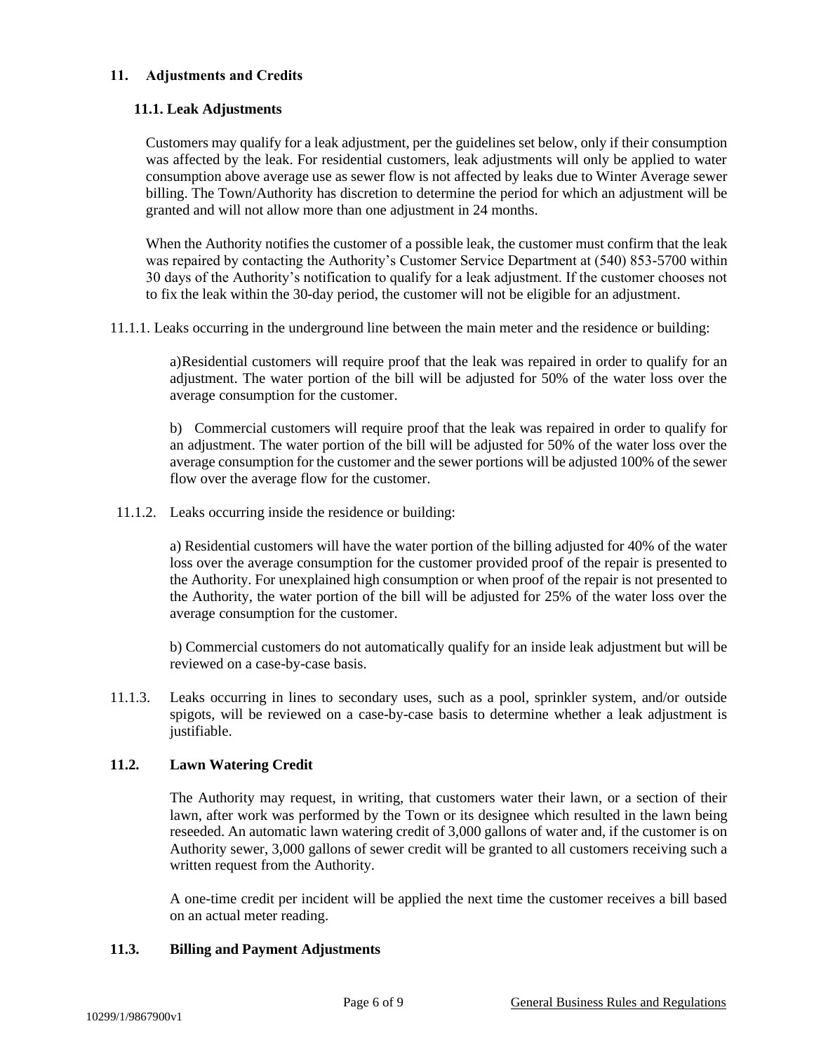## 11. Adjustments and Credits

### 11.1. Leak Adjustments

Customers may qualify for a leak adjustment, per the guidelines set below, only if their consumption was affected by the leak. For residential customers, leak adjustments will only be applied to water consumption above average use as sewer flow is not affected by leaks due to Winter Average sewer billing. The Town/Authority has discretion to determine the period for which an adjustment will be granted and will not allow more than one adjustment in 24 months.

When the Authority notifies the customer of a possible leak, the customer must confirm that the leak was repaired by contacting the Authority's Customer Service Department at (540) 853-5700 within 30 days of the Authority's notification to qualify for a leak adjustment. If the customer chooses not to fix the leak within the 30-day period, the customer will not be eligible for an adjustment.

11.1.1. Leaks occurring in the underground line between the main meter and the residence or building:

a)Residential customers will require proof that the leak was repaired in order to qualify for an adjustment. The water portion of the bill will be adjusted for 50% of the water loss over the average consumption for the customer.

b) Commercial customers will require proof that the leak was repaired in order to qualify for an adjustment. The water portion of the bill will be adjusted for 50% of the water loss over the average consumption for the customer and the sewer portions will be adjusted 100% of the sewer flow over the average flow for the customer.

11.1.2. Leaks occurring inside the residence or building:

a) Residential customers will have the water portion of the billing adjusted for 40% of the water loss over the average consumption for the customer provided proof of the repair is presented to the Authority. For unexplained high consumption or when proof of the repair is not presented to the Authority, the water portion of the bill will be adjusted for 25% of the water loss over the average consumption for the customer.

b) Commercial customers do not automatically qualify for an inside leak adjustment but will be reviewed on a case-by-case basis.

11.1.3. Leaks occurring in lines to secondary uses, such as a pool, sprinkler system, and/or outside spigots, will be reviewed on a case-by-case basis to determine whether a leak adjustment is justifiable.

### 11.2. Lawn Watering Credit

The Authority may request, in writing, that customers water their lawn, or a section of their lawn, after work was performed by the Town or its designee which resulted in the lawn being reseeded. An automatic lawn watering credit of 3,000 gallons of water and, if the customer is on Authority sewer, 3,000 gallons of sewer credit will be granted to all customers receiving such a written request from the Authority.

A one-time credit per incident will be applied the next time the customer receives a bill based on an actual meter reading.

### 11.3. Billing and Payment Adjustments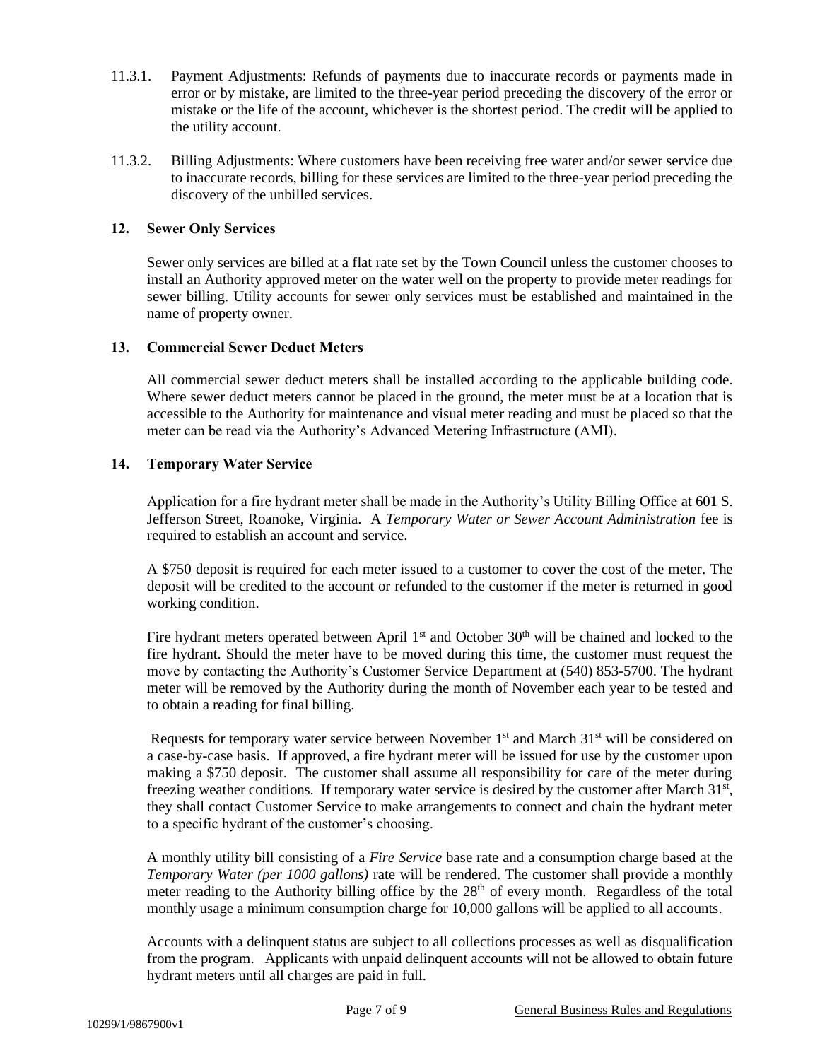11.3.1. Payment Adjustments: Refunds of payments due to inaccurate records or payments made in error or by mistake, are limited to the three-year period preceding the discovery of the error or mistake or the life of the account, whichever is the shortest period. The credit will be applied to the utility account.

11.3.2. Billing Adjustments: Where customers have been receiving free water and/or sewer service due to inaccurate records, billing for these services are limited to the three-year period preceding the discovery of the unbilled services.

## 12. Sewer Only Services

Sewer only services are billed at a flat rate set by the Town Council unless the customer chooses to install an Authority approved meter on the water well on the property to provide meter readings for sewer billing. Utility accounts for sewer only services must be established and maintained in the name of property owner.

## 13. Commercial Sewer Deduct Meters

All commercial sewer deduct meters shall be installed according to the applicable building code. Where sewer deduct meters cannot be placed in the ground, the meter must be at a location that is accessible to the Authority for maintenance and visual meter reading and must be placed so that the meter can be read via the Authority's Advanced Metering Infrastructure (AMI).

## 14. Temporary Water Service

Application for a fire hydrant meter shall be made in the Authority's Utility Billing Office at 601 S. Jefferson Street, Roanoke, Virginia. A *Temporary Water or Sewer Account Administration* fee is required to establish an account and service.

A $750 deposit is required for each meter issued to a customer to cover the cost of the meter. The deposit will be credited to the account or refunded to the customer if the meter is returned in good working condition.

Fire hydrant meters operated between April 1st and October 30th will be chained and locked to the fire hydrant. Should the meter have to be moved during this time, the customer must request the move by contacting the Authority's Customer Service Department at (540) 853-5700. The hydrant meter will be removed by the Authority during the month of November each year to be tested and to obtain a reading for final billing.

Requests for temporary water service between November 1st and March 31st will be considered on a case-by-case basis. If approved, a fire hydrant meter will be issued for use by the customer upon making a $750 deposit. The customer shall assume all responsibility for care of the meter during freezing weather conditions. If temporary water service is desired by the customer after March 31st, they shall contact Customer Service to make arrangements to connect and chain the hydrant meter to a specific hydrant of the customer's choosing.

A monthly utility bill consisting of a *Fire Service* base rate and a consumption charge based at the *Temporary Water (per 1000 gallons)* rate will be rendered. The customer shall provide a monthly meter reading to the Authority billing office by the 28th of every month. Regardless of the total monthly usage a minimum consumption charge for 10,000 gallons will be applied to all accounts.

Accounts with a delinquent status are subject to all collections processes as well as disqualification from the program. Applicants with unpaid delinquent accounts will not be allowed to obtain future hydrant meters until all charges are paid in full.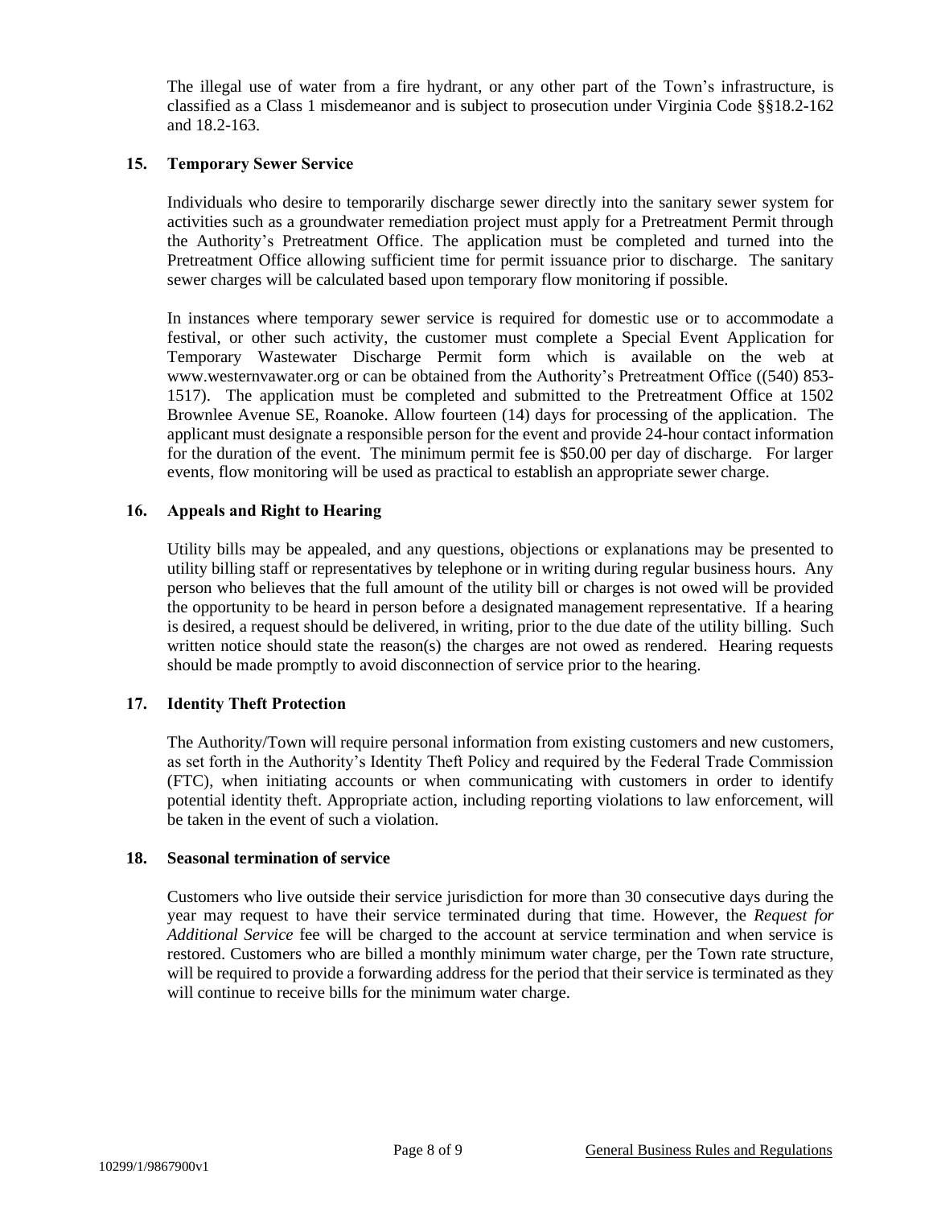The illegal use of water from a fire hydrant, or any other part of the Town's infrastructure, is classified as a Class 1 misdemeanor and is subject to prosecution under Virginia Code §§18.2-162 and 18.2-163.

### 15. Temporary Sewer Service

Individuals who desire to temporarily discharge sewer directly into the sanitary sewer system for activities such as a groundwater remediation project must apply for a Pretreatment Permit through the Authority's Pretreatment Office. The application must be completed and turned into the Pretreatment Office allowing sufficient time for permit issuance prior to discharge. The sanitary sewer charges will be calculated based upon temporary flow monitoring if possible.

In instances where temporary sewer service is required for domestic use or to accommodate a festival, or other such activity, the customer must complete a Special Event Application for Temporary Wastewater Discharge Permit form which is available on the web at www.westernvawater.org or can be obtained from the Authority's Pretreatment Office ((540) 853-1517). The application must be completed and submitted to the Pretreatment Office at 1502 Brownlee Avenue SE, Roanoke. Allow fourteen (14) days for processing of the application. The applicant must designate a responsible person for the event and provide 24-hour contact information for the duration of the event. The minimum permit fee is $50.00 per day of discharge. For larger events, flow monitoring will be used as practical to establish an appropriate sewer charge.

### 16. Appeals and Right to Hearing

Utility bills may be appealed, and any questions, objections or explanations may be presented to utility billing staff or representatives by telephone or in writing during regular business hours. Any person who believes that the full amount of the utility bill or charges is not owed will be provided the opportunity to be heard in person before a designated management representative. If a hearing is desired, a request should be delivered, in writing, prior to the due date of the utility billing. Such written notice should state the reason(s) the charges are not owed as rendered. Hearing requests should be made promptly to avoid disconnection of service prior to the hearing.

### 17. Identity Theft Protection

The Authority/Town will require personal information from existing customers and new customers, as set forth in the Authority's Identity Theft Policy and required by the Federal Trade Commission (FTC), when initiating accounts or when communicating with customers in order to identify potential identity theft. Appropriate action, including reporting violations to law enforcement, will be taken in the event of such a violation.

### 18. Seasonal termination of service

Customers who live outside their service jurisdiction for more than 30 consecutive days during the year may request to have their service terminated during that time. However, the *Request for Additional Service* fee will be charged to the account at service termination and when service is restored. Customers who are billed a monthly minimum water charge, per the Town rate structure, will be required to provide a forwarding address for the period that their service is terminated as they will continue to receive bills for the minimum water charge.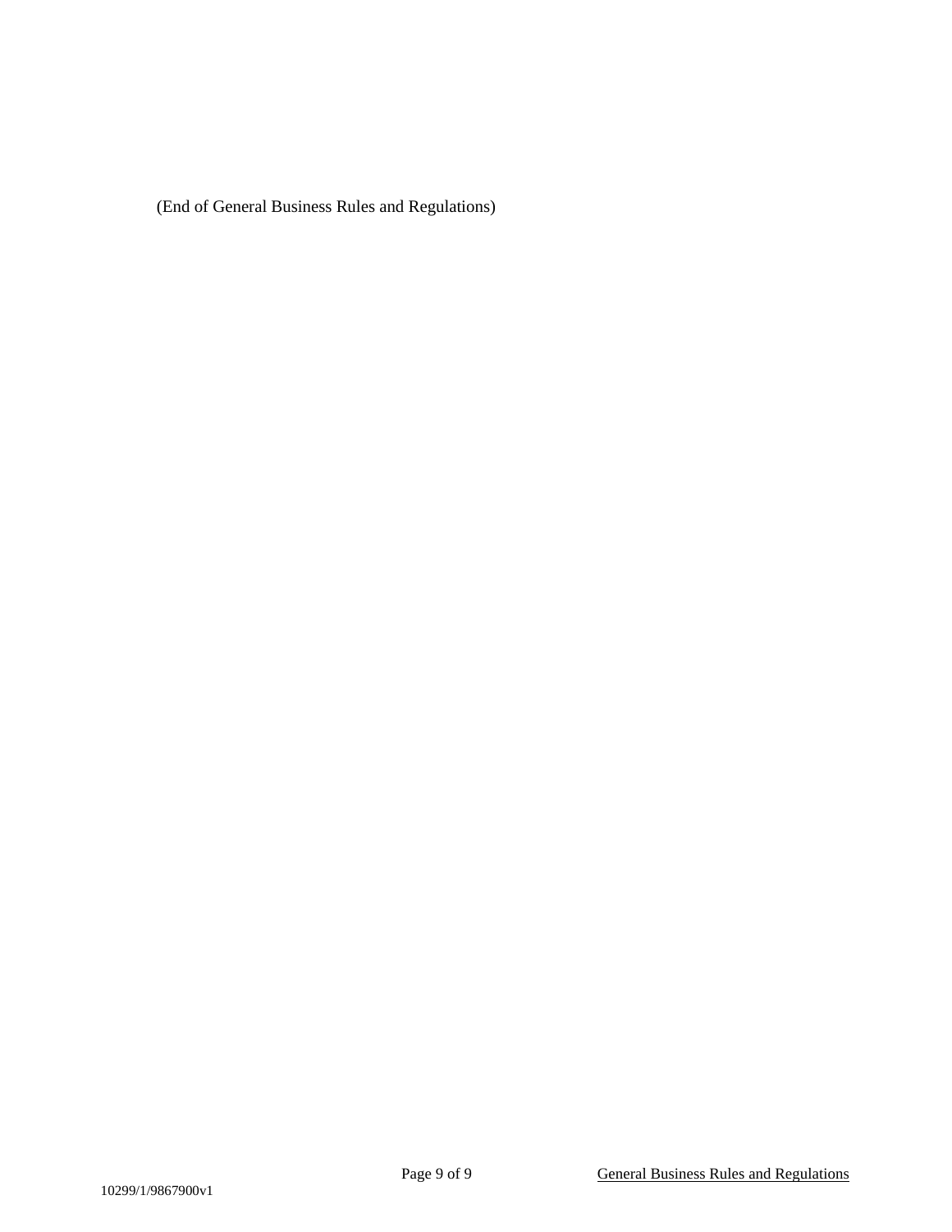(End of General Business Rules and Regulations)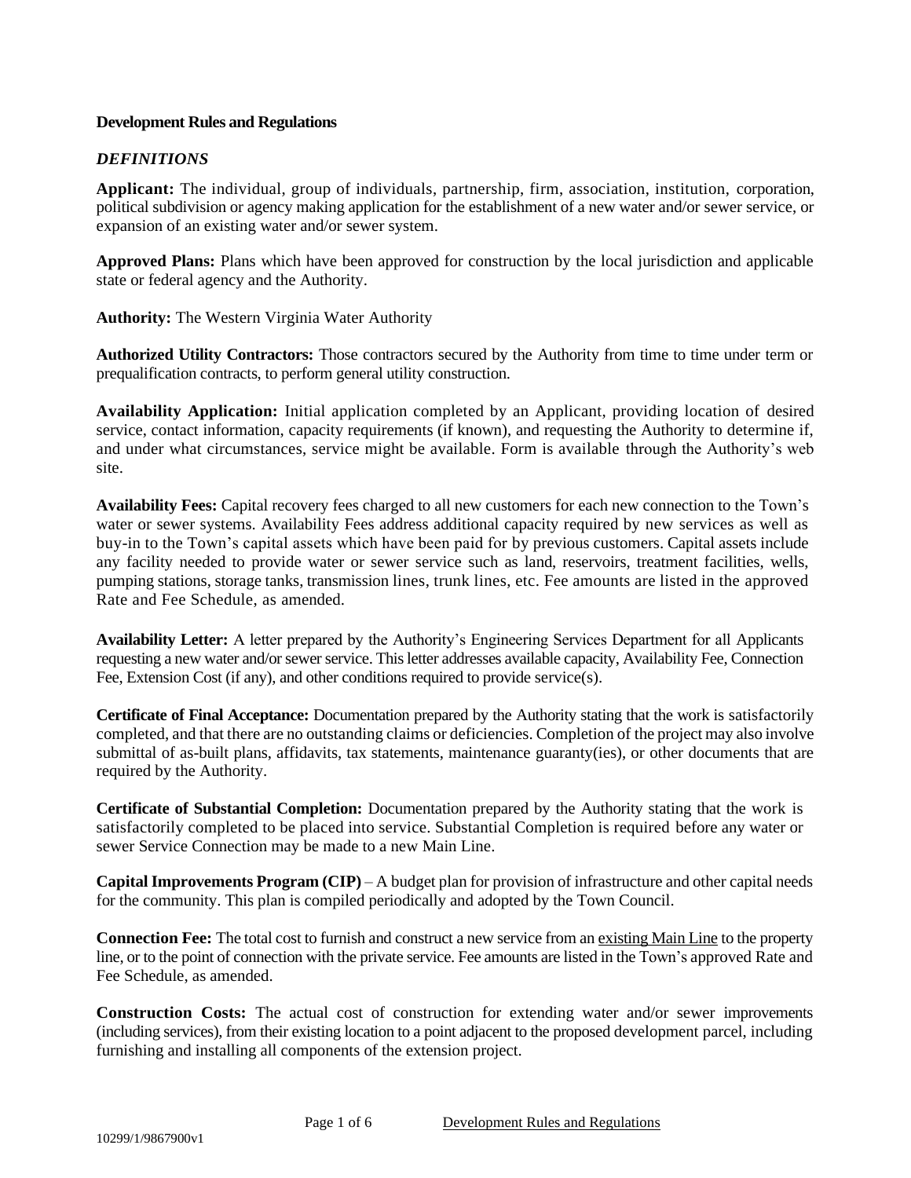**Development Rules and Regulations**

***DEFINITIONS***

**Applicant:** The individual, group of individuals, partnership, firm, association, institution, corporation, political subdivision or agency making application for the establishment of a new water and/or sewer service, or expansion of an existing water and/or sewer system.

**Approved Plans:** Plans which have been approved for construction by the local jurisdiction and applicable state or federal agency and the Authority.

**Authority:** The Western Virginia Water Authority

**Authorized Utility Contractors:** Those contractors secured by the Authority from time to time under term or prequalification contracts, to perform general utility construction.

**Availability Application:** Initial application completed by an Applicant, providing location of desired service, contact information, capacity requirements (if known), and requesting the Authority to determine if, and under what circumstances, service might be available. Form is available through the Authority's web site.

**Availability Fees:** Capital recovery fees charged to all new customers for each new connection to the Town's water or sewer systems. Availability Fees address additional capacity required by new services as well as buy-in to the Town's capital assets which have been paid for by previous customers. Capital assets include any facility needed to provide water or sewer service such as land, reservoirs, treatment facilities, wells, pumping stations, storage tanks, transmission lines, trunk lines, etc. Fee amounts are listed in the approved Rate and Fee Schedule, as amended.

**Availability Letter:** A letter prepared by the Authority's Engineering Services Department for all Applicants requesting a new water and/or sewer service. This letter addresses available capacity, Availability Fee, Connection Fee, Extension Cost (if any), and other conditions required to provide service(s).

**Certificate of Final Acceptance:** Documentation prepared by the Authority stating that the work is satisfactorily completed, and that there are no outstanding claims or deficiencies. Completion of the project may also involve submittal of as-built plans, affidavits, tax statements, maintenance guaranty(ies), or other documents that are required by the Authority.

**Certificate of Substantial Completion:** Documentation prepared by the Authority stating that the work is satisfactorily completed to be placed into service. Substantial Completion is required before any water or sewer Service Connection may be made to a new Main Line.

**Capital Improvements Program (CIP)** – A budget plan for provision of infrastructure and other capital needs for the community. This plan is compiled periodically and adopted by the Town Council.

**Connection Fee:** The total cost to furnish and construct a new service from an existing Main Line to the property line, or to the point of connection with the private service. Fee amounts are listed in the Town's approved Rate and Fee Schedule, as amended.

**Construction Costs:** The actual cost of construction for extending water and/or sewer improvements (including services), from their existing location to a point adjacent to the proposed development parcel, including furnishing and installing all components of the extension project.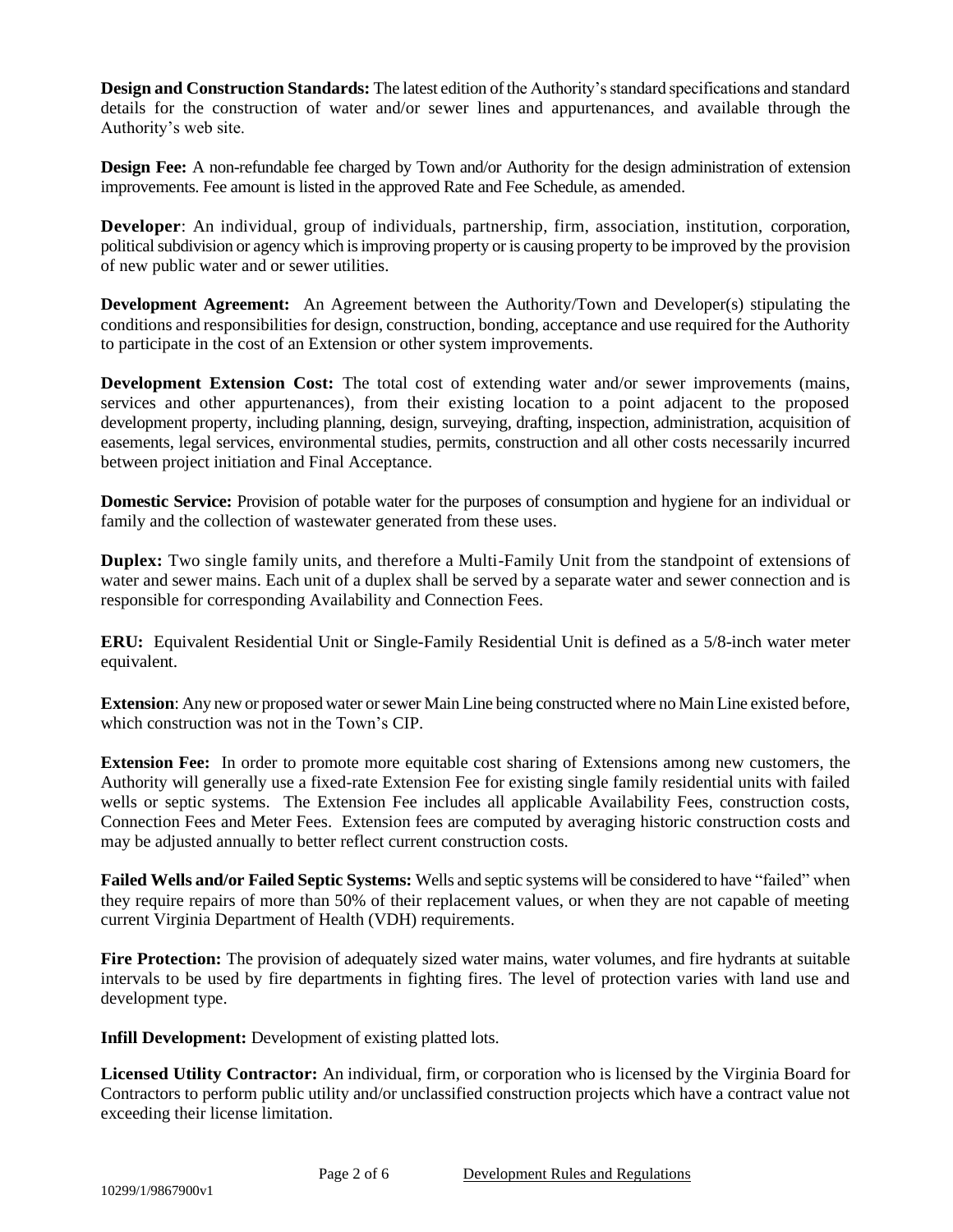**Design and Construction Standards:** The latest edition of the Authority's standard specifications and standard details for the construction of water and/or sewer lines and appurtenances, and available through the Authority's web site.

**Design Fee:** A non-refundable fee charged by Town and/or Authority for the design administration of extension improvements. Fee amount is listed in the approved Rate and Fee Schedule, as amended.

**Developer**: An individual, group of individuals, partnership, firm, association, institution, corporation, political subdivision or agency which is improving property or is causing property to be improved by the provision of new public water and or sewer utilities.

**Development Agreement:** An Agreement between the Authority/Town and Developer(s) stipulating the conditions and responsibilities for design, construction, bonding, acceptance and use required for the Authority to participate in the cost of an Extension or other system improvements.

**Development Extension Cost:** The total cost of extending water and/or sewer improvements (mains, services and other appurtenances), from their existing location to a point adjacent to the proposed development property, including planning, design, surveying, drafting, inspection, administration, acquisition of easements, legal services, environmental studies, permits, construction and all other costs necessarily incurred between project initiation and Final Acceptance.

**Domestic Service:** Provision of potable water for the purposes of consumption and hygiene for an individual or family and the collection of wastewater generated from these uses.

**Duplex:** Two single family units, and therefore a Multi-Family Unit from the standpoint of extensions of water and sewer mains. Each unit of a duplex shall be served by a separate water and sewer connection and is responsible for corresponding Availability and Connection Fees.

**ERU:** Equivalent Residential Unit or Single-Family Residential Unit is defined as a 5/8-inch water meter equivalent.

**Extension**: Any new or proposed water or sewer Main Line being constructed where no Main Line existed before, which construction was not in the Town's CIP.

**Extension Fee:** In order to promote more equitable cost sharing of Extensions among new customers, the Authority will generally use a fixed-rate Extension Fee for existing single family residential units with failed wells or septic systems. The Extension Fee includes all applicable Availability Fees, construction costs, Connection Fees and Meter Fees. Extension fees are computed by averaging historic construction costs and may be adjusted annually to better reflect current construction costs.

**Failed Wells and/or Failed Septic Systems:** Wells and septic systems will be considered to have "failed" when they require repairs of more than 50% of their replacement values, or when they are not capable of meeting current Virginia Department of Health (VDH) requirements.

**Fire Protection:** The provision of adequately sized water mains, water volumes, and fire hydrants at suitable intervals to be used by fire departments in fighting fires. The level of protection varies with land use and development type.

**Infill Development:** Development of existing platted lots.

**Licensed Utility Contractor:** An individual, firm, or corporation who is licensed by the Virginia Board for Contractors to perform public utility and/or unclassified construction projects which have a contract value not exceeding their license limitation.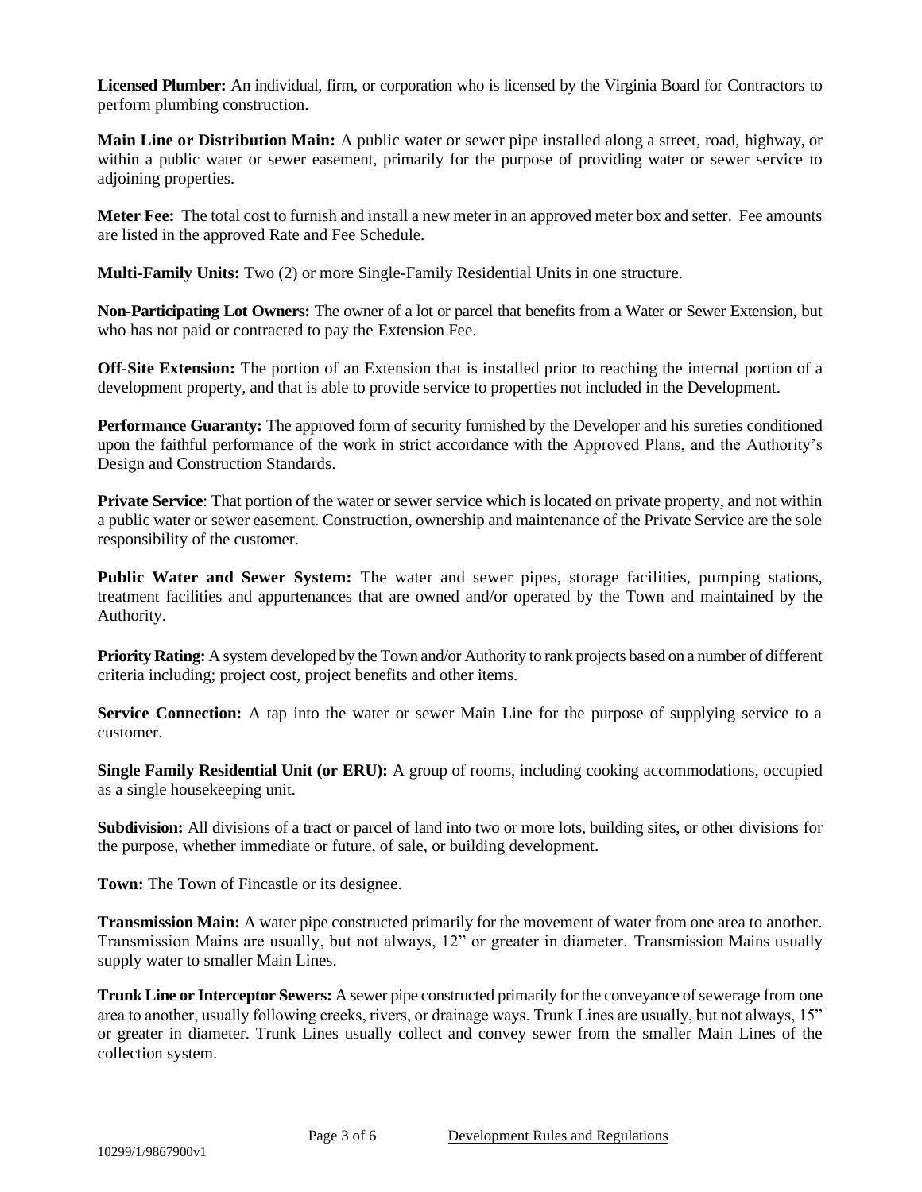**Licensed Plumber:** An individual, firm, or corporation who is licensed by the Virginia Board for Contractors to perform plumbing construction.

**Main Line or Distribution Main:** A public water or sewer pipe installed along a street, road, highway, or within a public water or sewer easement, primarily for the purpose of providing water or sewer service to adjoining properties.

**Meter Fee:** The total cost to furnish and install a new meter in an approved meter box and setter. Fee amounts are listed in the approved Rate and Fee Schedule.

**Multi-Family Units:** Two (2) or more Single-Family Residential Units in one structure.

**Non-Participating Lot Owners:** The owner of a lot or parcel that benefits from a Water or Sewer Extension, but who has not paid or contracted to pay the Extension Fee.

**Off-Site Extension:** The portion of an Extension that is installed prior to reaching the internal portion of a development property, and that is able to provide service to properties not included in the Development.

**Performance Guaranty:** The approved form of security furnished by the Developer and his sureties conditioned upon the faithful performance of the work in strict accordance with the Approved Plans, and the Authority's Design and Construction Standards.

**Private Service**: That portion of the water or sewer service which is located on private property, and not within a public water or sewer easement. Construction, ownership and maintenance of the Private Service are the sole responsibility of the customer.

**Public Water and Sewer System:** The water and sewer pipes, storage facilities, pumping stations, treatment facilities and appurtenances that are owned and/or operated by the Town and maintained by the Authority.

**Priority Rating:** A system developed by the Town and/or Authority to rank projects based on a number of different criteria including; project cost, project benefits and other items.

**Service Connection:** A tap into the water or sewer Main Line for the purpose of supplying service to a customer.

**Single Family Residential Unit (or ERU):** A group of rooms, including cooking accommodations, occupied as a single housekeeping unit.

**Subdivision:** All divisions of a tract or parcel of land into two or more lots, building sites, or other divisions for the purpose, whether immediate or future, of sale, or building development.

**Town:** The Town of Fincastle or its designee.

**Transmission Main:** A water pipe constructed primarily for the movement of water from one area to another. Transmission Mains are usually, but not always, 12" or greater in diameter. Transmission Mains usually supply water to smaller Main Lines.

**Trunk Line or Interceptor Sewers:** A sewer pipe constructed primarily for the conveyance of sewerage from one area to another, usually following creeks, rivers, or drainage ways. Trunk Lines are usually, but not always, 15" or greater in diameter. Trunk Lines usually collect and convey sewer from the smaller Main Lines of the collection system.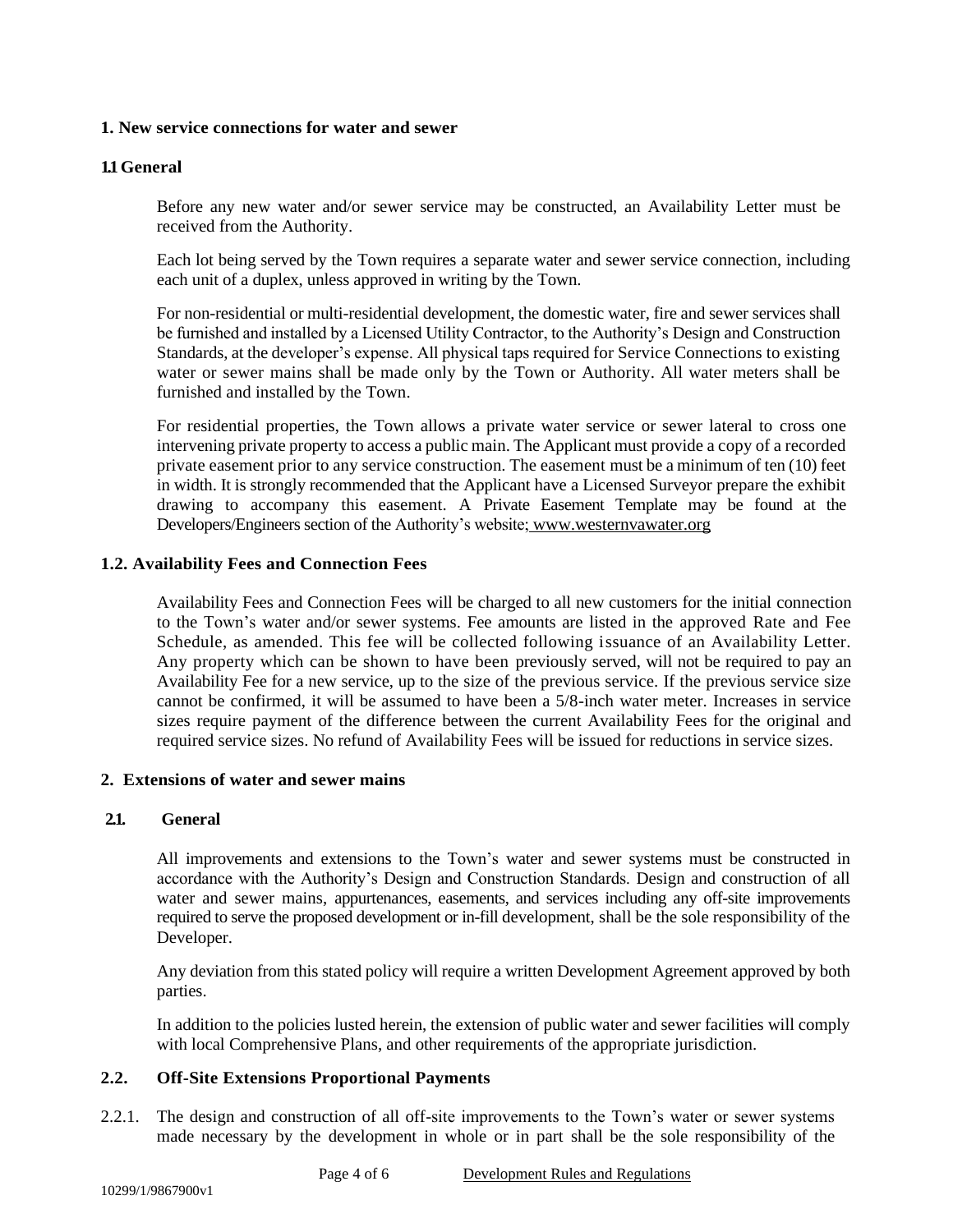## 1. New service connections for water and sewer

### 1.1 General

Before any new water and/or sewer service may be constructed, an Availability Letter must be received from the Authority.

Each lot being served by the Town requires a separate water and sewer service connection, including each unit of a duplex, unless approved in writing by the Town.

For non-residential or multi-residential development, the domestic water, fire and sewer services shall be furnished and installed by a Licensed Utility Contractor, to the Authority's Design and Construction Standards, at the developer's expense. All physical taps required for Service Connections to existing water or sewer mains shall be made only by the Town or Authority. All water meters shall be furnished and installed by the Town.

For residential properties, the Town allows a private water service or sewer lateral to cross one intervening private property to access a public main. The Applicant must provide a copy of a recorded private easement prior to any service construction. The easement must be a minimum of ten (10) feet in width. It is strongly recommended that the Applicant have a Licensed Surveyor prepare the exhibit drawing to accompany this easement. A Private Easement Template may be found at the Developers/Engineers section of the Authority's website; www.westernvawater.org

### 1.2. Availability Fees and Connection Fees

Availability Fees and Connection Fees will be charged to all new customers for the initial connection to the Town's water and/or sewer systems. Fee amounts are listed in the approved Rate and Fee Schedule, as amended. This fee will be collected following issuance of an Availability Letter. Any property which can be shown to have been previously served, will not be required to pay an Availability Fee for a new service, up to the size of the previous service. If the previous service size cannot be confirmed, it will be assumed to have been a 5/8-inch water meter. Increases in service sizes require payment of the difference between the current Availability Fees for the original and required service sizes. No refund of Availability Fees will be issued for reductions in service sizes.

## 2. Extensions of water and sewer mains

### 2.1. General

All improvements and extensions to the Town's water and sewer systems must be constructed in accordance with the Authority's Design and Construction Standards. Design and construction of all water and sewer mains, appurtenances, easements, and services including any off-site improvements required to serve the proposed development or in-fill development, shall be the sole responsibility of the Developer.

Any deviation from this stated policy will require a written Development Agreement approved by both parties.

In addition to the policies lusted herein, the extension of public water and sewer facilities will comply with local Comprehensive Plans, and other requirements of the appropriate jurisdiction.

### 2.2. Off-Site Extensions Proportional Payments

2.2.1. The design and construction of all off-site improvements to the Town's water or sewer systems made necessary by the development in whole or in part shall be the sole responsibility of the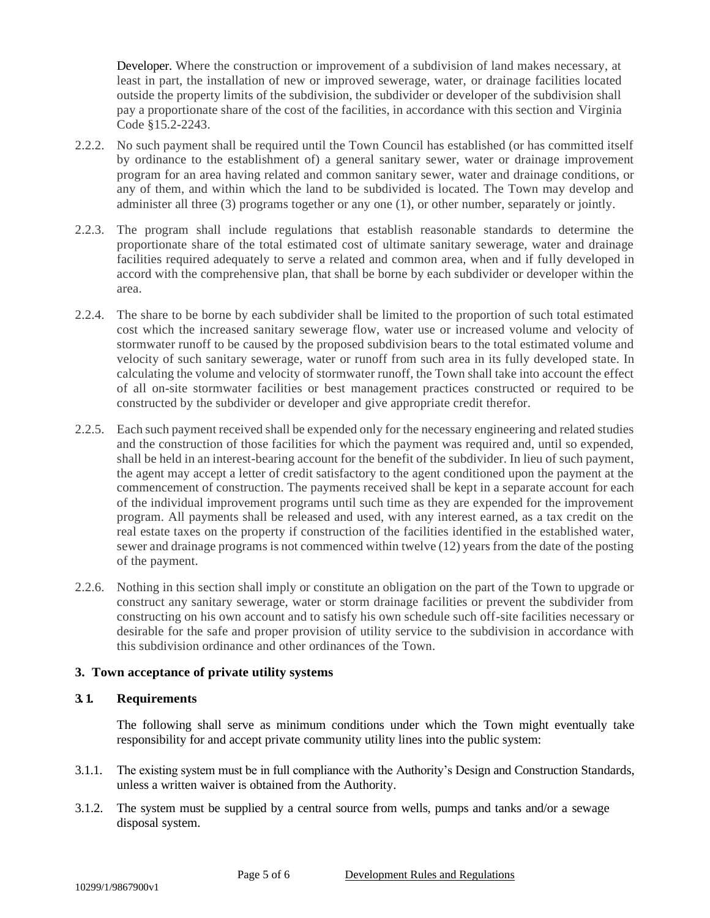Developer. Where the construction or improvement of a subdivision of land makes necessary, at least in part, the installation of new or improved sewerage, water, or drainage facilities located outside the property limits of the subdivision, the subdivider or developer of the subdivision shall pay a proportionate share of the cost of the facilities, in accordance with this section and Virginia Code §15.2-2243.

2.2.2. No such payment shall be required until the Town Council has established (or has committed itself by ordinance to the establishment of) a general sanitary sewer, water or drainage improvement program for an area having related and common sanitary sewer, water and drainage conditions, or any of them, and within which the land to be subdivided is located. The Town may develop and administer all three (3) programs together or any one (1), or other number, separately or jointly.

2.2.3. The program shall include regulations that establish reasonable standards to determine the proportionate share of the total estimated cost of ultimate sanitary sewerage, water and drainage facilities required adequately to serve a related and common area, when and if fully developed in accord with the comprehensive plan, that shall be borne by each subdivider or developer within the area.

2.2.4. The share to be borne by each subdivider shall be limited to the proportion of such total estimated cost which the increased sanitary sewerage flow, water use or increased volume and velocity of stormwater runoff to be caused by the proposed subdivision bears to the total estimated volume and velocity of such sanitary sewerage, water or runoff from such area in its fully developed state. In calculating the volume and velocity of stormwater runoff, the Town shall take into account the effect of all on-site stormwater facilities or best management practices constructed or required to be constructed by the subdivider or developer and give appropriate credit therefor.

2.2.5. Each such payment received shall be expended only for the necessary engineering and related studies and the construction of those facilities for which the payment was required and, until so expended, shall be held in an interest-bearing account for the benefit of the subdivider. In lieu of such payment, the agent may accept a letter of credit satisfactory to the agent conditioned upon the payment at the commencement of construction. The payments received shall be kept in a separate account for each of the individual improvement programs until such time as they are expended for the improvement program. All payments shall be released and used, with any interest earned, as a tax credit on the real estate taxes on the property if construction of the facilities identified in the established water, sewer and drainage programs is not commenced within twelve (12) years from the date of the posting of the payment.

2.2.6. Nothing in this section shall imply or constitute an obligation on the part of the Town to upgrade or construct any sanitary sewerage, water or storm drainage facilities or prevent the subdivider from constructing on his own account and to satisfy his own schedule such off-site facilities necessary or desirable for the safe and proper provision of utility service to the subdivision in accordance with this subdivision ordinance and other ordinances of the Town.

## 3. Town acceptance of private utility systems

### 3.1. Requirements

The following shall serve as minimum conditions under which the Town might eventually take responsibility for and accept private community utility lines into the public system:

3.1.1. The existing system must be in full compliance with the Authority's Design and Construction Standards, unless a written waiver is obtained from the Authority.

3.1.2. The system must be supplied by a central source from wells, pumps and tanks and/or a sewage disposal system.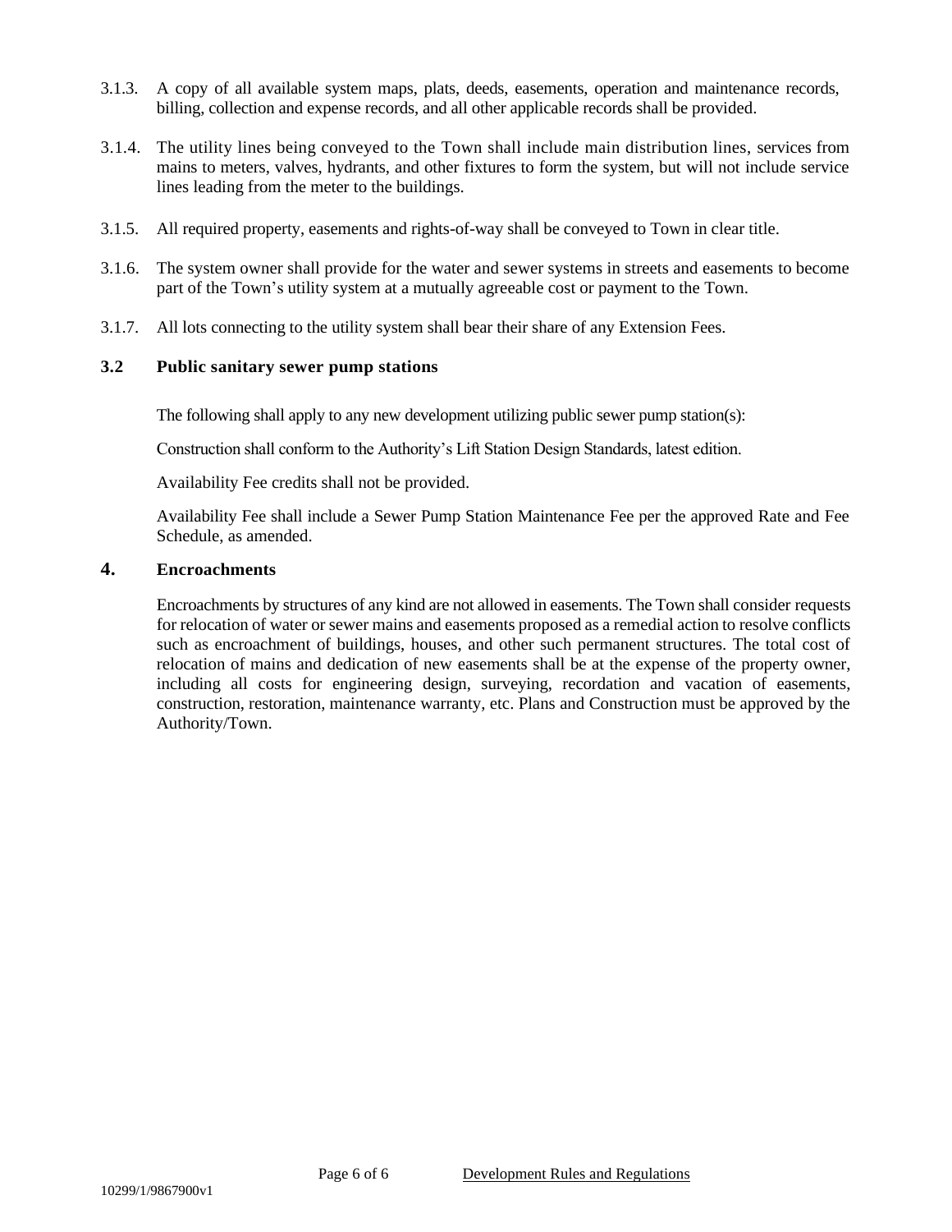3.1.3. A copy of all available system maps, plats, deeds, easements, operation and maintenance records, billing, collection and expense records, and all other applicable records shall be provided.

3.1.4. The utility lines being conveyed to the Town shall include main distribution lines, services from mains to meters, valves, hydrants, and other fixtures to form the system, but will not include service lines leading from the meter to the buildings.

3.1.5. All required property, easements and rights-of-way shall be conveyed to Town in clear title.

3.1.6. The system owner shall provide for the water and sewer systems in streets and easements to become part of the Town's utility system at a mutually agreeable cost or payment to the Town.

3.1.7. All lots connecting to the utility system shall bear their share of any Extension Fees.

### 3.2 Public sanitary sewer pump stations

The following shall apply to any new development utilizing public sewer pump station(s):

Construction shall conform to the Authority's Lift Station Design Standards, latest edition.

Availability Fee credits shall not be provided.

Availability Fee shall include a Sewer Pump Station Maintenance Fee per the approved Rate and Fee Schedule, as amended.

## 4. Encroachments

Encroachments by structures of any kind are not allowed in easements. The Town shall consider requests for relocation of water or sewer mains and easements proposed as a remedial action to resolve conflicts such as encroachment of buildings, houses, and other such permanent structures. The total cost of relocation of mains and dedication of new easements shall be at the expense of the property owner, including all costs for engineering design, surveying, recordation and vacation of easements, construction, restoration, maintenance warranty, etc. Plans and Construction must be approved by the Authority/Town.